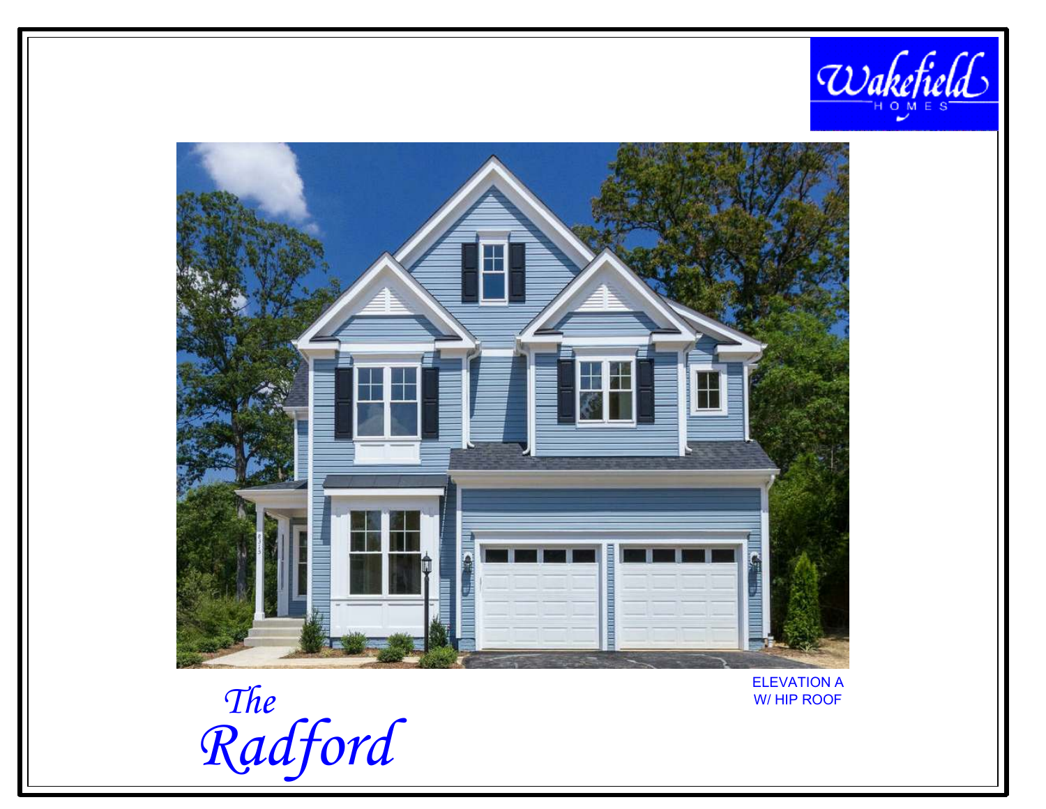Wakefield HOMES

ELEVATION A
W/ HIP ROOF

# The Radford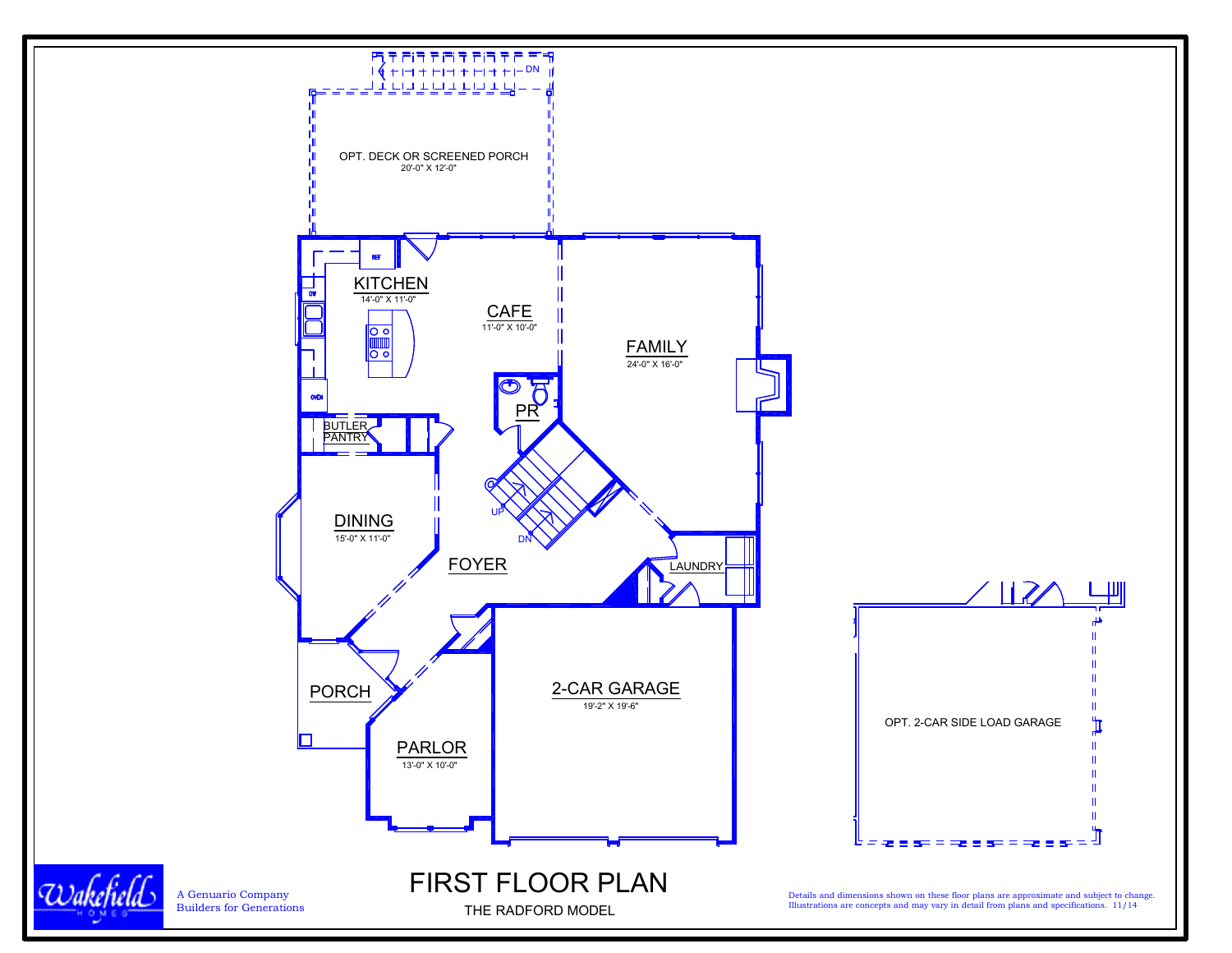# FIRST FLOOR PLAN

THE RADFORD MODEL

OPT. DECK OR SCREENED PORCH
20'-0" X 12'-0"

DN

KITCHEN
14'-0" X 11'-0"

REF

DW

OVEN

CAFE
11'-0" X 10'-0"

FAMILY
24'-0" X 16'-0"

PR

BUTLER PANTRY

DINING
15'-0" X 11'-0"

UP

DN

FOYER

LAUNDRY

PORCH

PARLOR
13'-0" X 10'-0"

2-CAR GARAGE
19'-2" X 19'-6"

OPT. 2-CAR SIDE LOAD GARAGE

Wakefield HOMES

A Genuario Company
Builders for Generations

Details and dimensions shown on these floor plans are approximate and subject to change. Illustrations are concepts and may vary in detail from plans and specifications. 11/14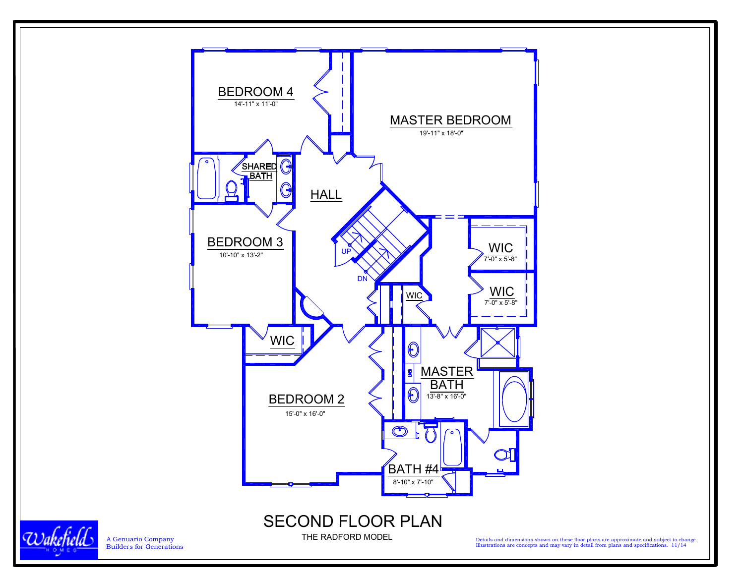# SECOND FLOOR PLAN

THE RADFORD MODEL

BEDROOM 4
14'-11" x 11'-0"

MASTER BEDROOM
19'-11" x 18'-0"

SHARED BATH

HALL

BEDROOM 3
10'-10" x 13'-2"

UP

DN

WIC
7'-0" x 5'-8"

WIC
7'-0" x 5'-8"

WIC

WIC

MASTER BATH
13'-8" x 16'-0"

LINEN

BEDROOM 2
15'-0" x 16'-0"

BATH #4
8'-10" x 7'-10"

A Genuario Company
Builders for Generations

Details and dimensions shown on these floor plans are approximate and subject to change. Illustrations are concepts and may vary in detail from plans and specifications. 11/14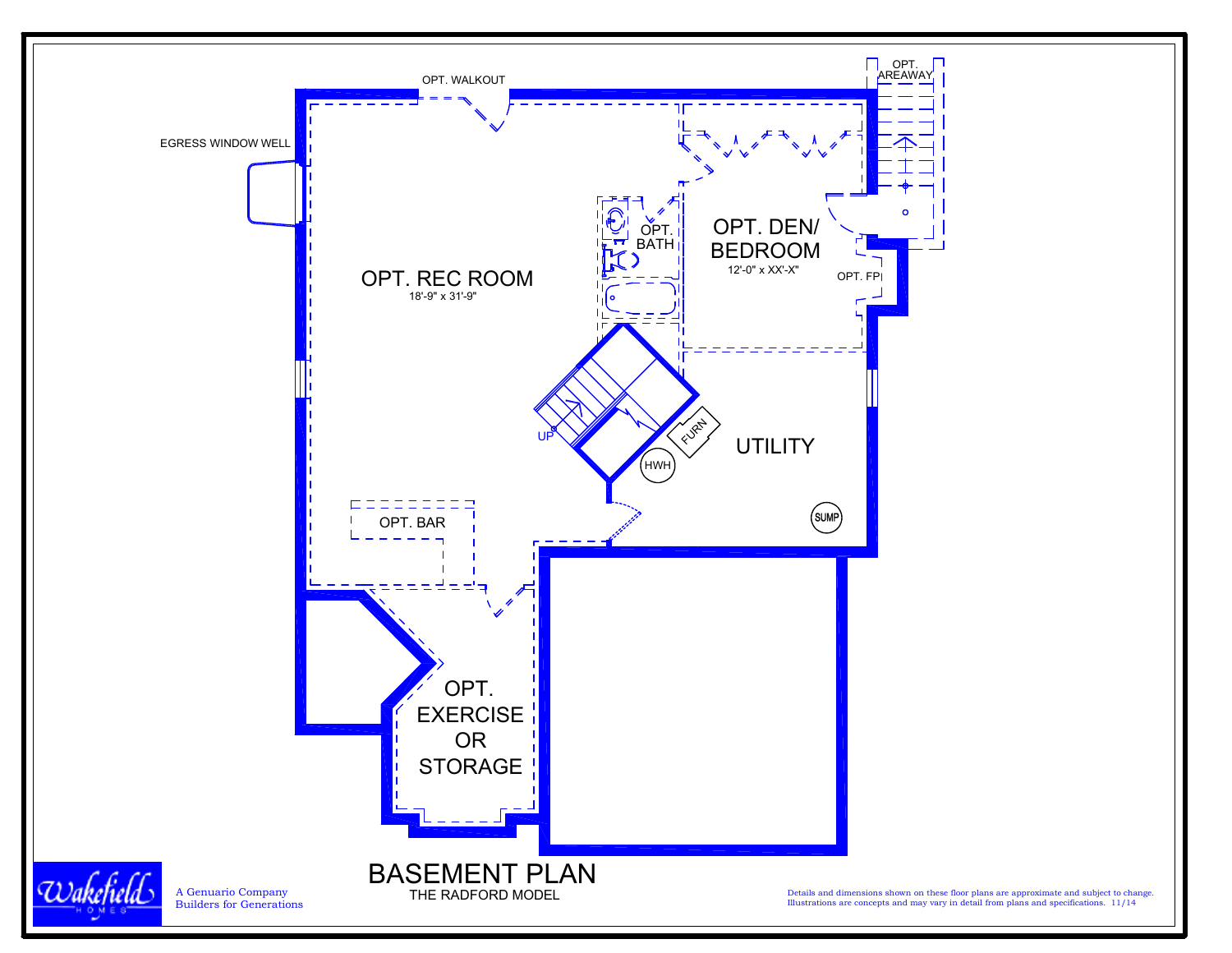# BASEMENT PLAN

THE RADFORD MODEL

OPT. WALKOUT

EGRESS WINDOW WELL

OPT. AREAWAY

OPT. REC ROOM
18'-9" x 31'-9"

OPT. BATH

OPT. DEN/ BEDROOM
12'-0" x XX'-X"

OPT. FP

UP

FURN

HWH

UTILITY

SUMP

OPT. BAR

OPT. EXERCISE OR STORAGE

Wakefield HOMES

A Genuario Company
Builders for Generations

Details and dimensions shown on these floor plans are approximate and subject to change. Illustrations are concepts and may vary in detail from plans and specifications. 11/14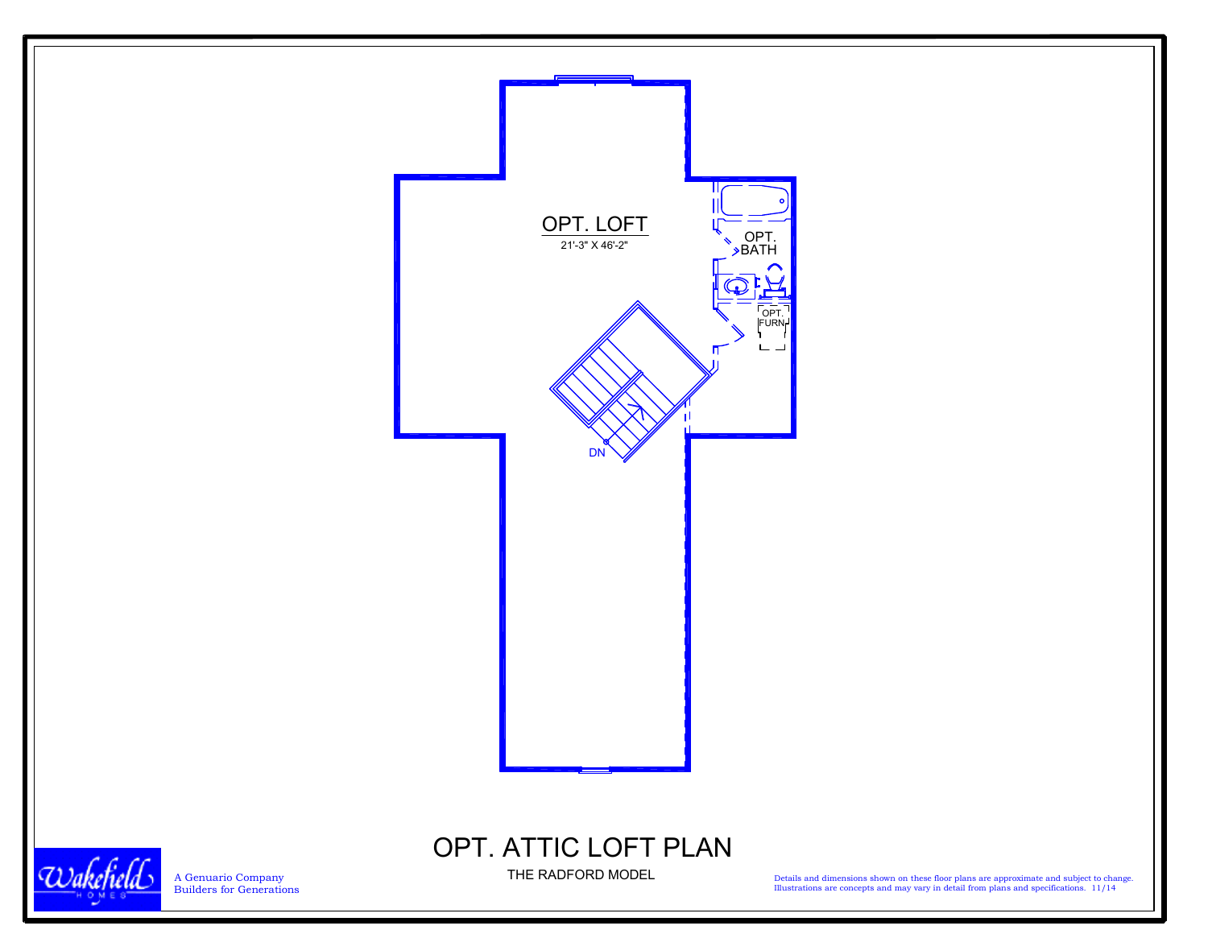OPT. LOFT
21'-3" X 46'-2"

OPT. BATH

OPT. FURN

DN

# OPT. ATTIC LOFT PLAN

THE RADFORD MODEL

Wakefield HOMES

A Genuario Company
Builders for Generations

Details and dimensions shown on these floor plans are approximate and subject to change. Illustrations are concepts and may vary in detail from plans and specifications. 11/14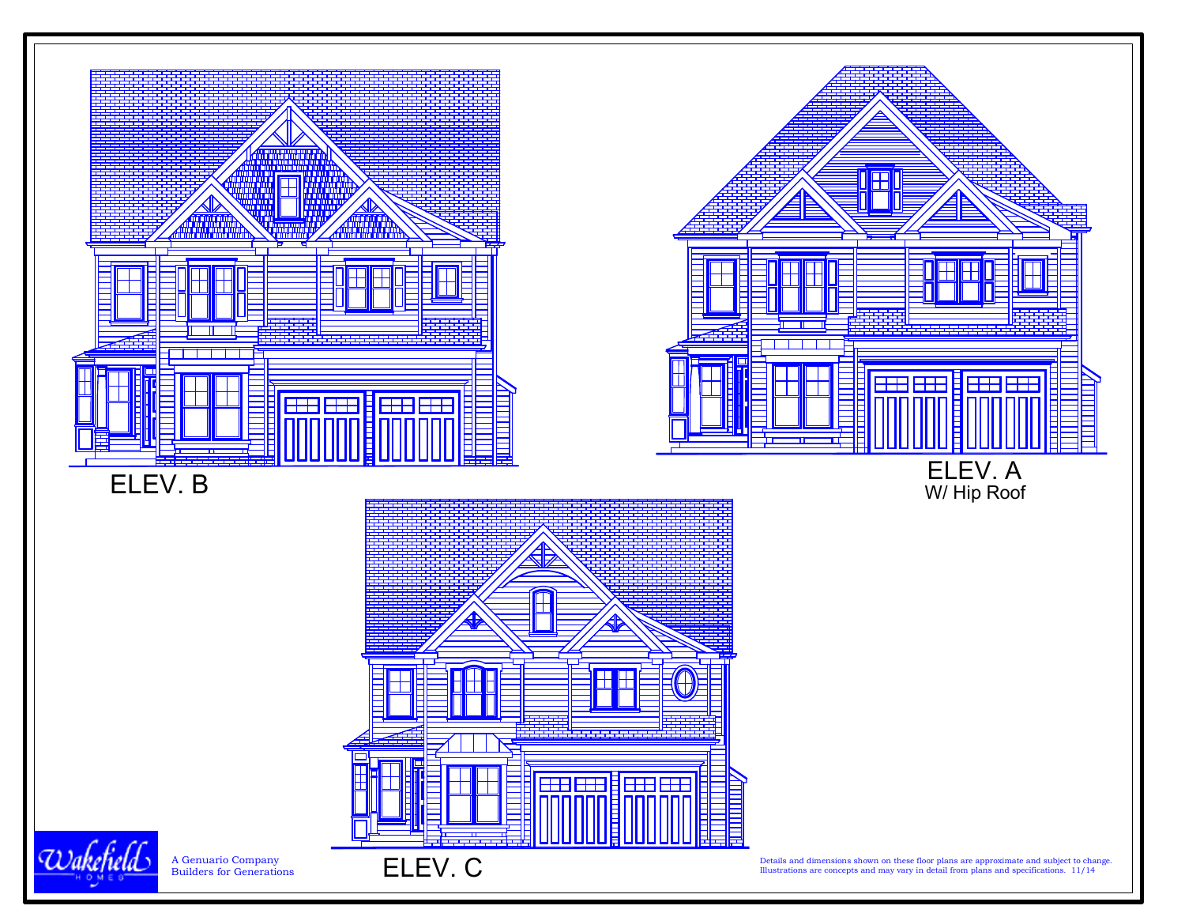ELEV. B

ELEV. A
W/ Hip Roof

ELEV. C

Wakefield HOMES

A Genuario Company
Builders for Generations

Details and dimensions shown on these floor plans are approximate and subject to change.
Illustrations are concepts and may vary in detail from plans and specifications. 11/14